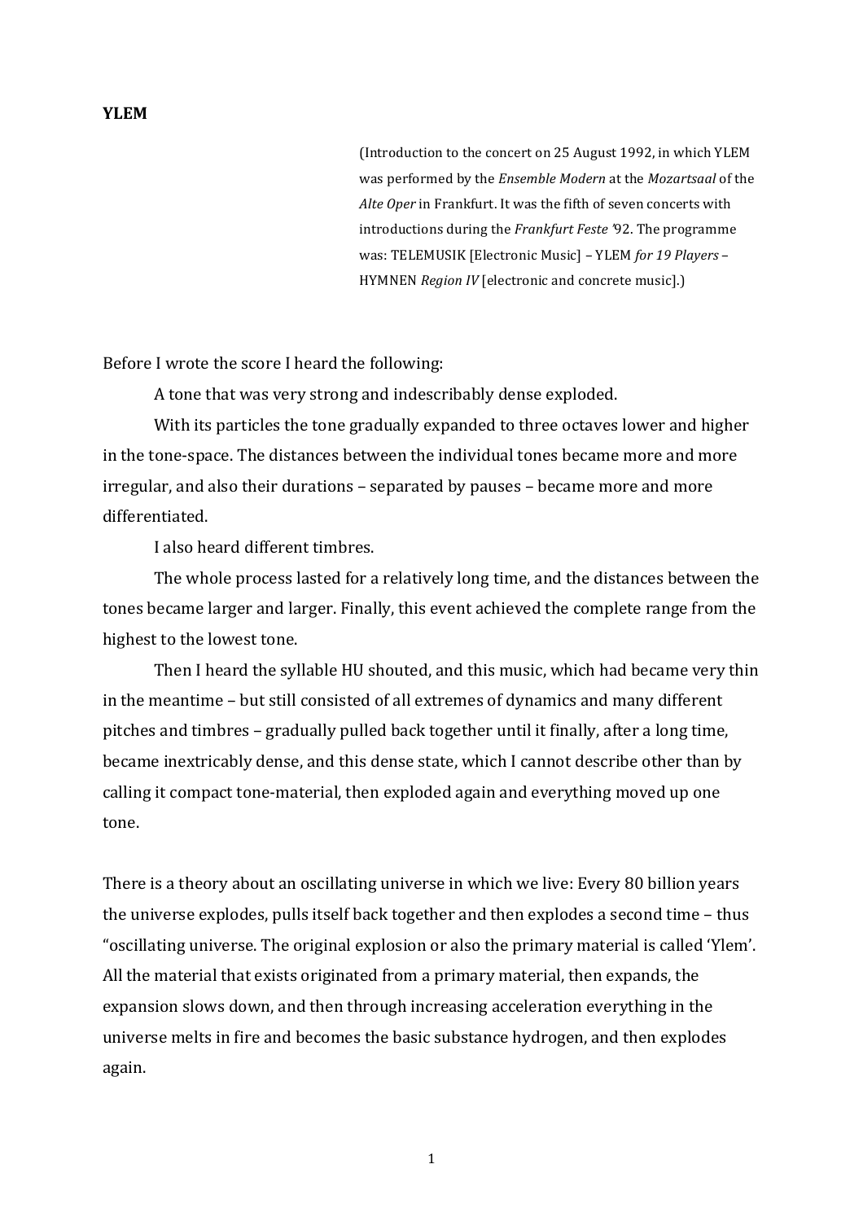**YLEM**

(Introduction to the concert on 25 August 1992, in which YLEM was performed by the *Ensemble Modern* at the *Mozartsaal* of the *Alte Oper* in Frankfurt. It was the fifth of seven concerts with introductions during the *Frankfurt Feste '*92. The programme was: TELEMUSIK [Electronic Music] – YLEM *for 19 Players* – HYMNEN *Region IV* [electronic and concrete music].)

Before I wrote the score I heard the following:

A tone that was very strong and indescribably dense exploded.

With its particles the tone gradually expanded to three octaves lower and higher in the tone-space. The distances between the individual tones became more and more irregular, and also their durations – separated by pauses – became more and more differentiated.

I also heard different timbres.

The whole process lasted for a relatively long time, and the distances between the tones became larger and larger. Finally, this event achieved the complete range from the highest to the lowest tone.

Then I heard the syllable HU shouted, and this music, which had became very thin in the meantime – but still consisted of all extremes of dynamics and many different pitches and timbres – gradually pulled back together until it finally, after a long time, became inextricably dense, and this dense state, which I cannot describe other than by calling it compact tone-material, then exploded again and everything moved up one tone.

There is a theory about an oscillating universe in which we live: Every 80 billion years the universe explodes, pulls itself back together and then explodes a second time – thus "oscillating universe. The original explosion or also the primary material is called 'Ylem'. All the material that exists originated from a primary material, then expands, the expansion slows down, and then through increasing acceleration everything in the universe melts in fire and becomes the basic substance hydrogen, and then explodes again.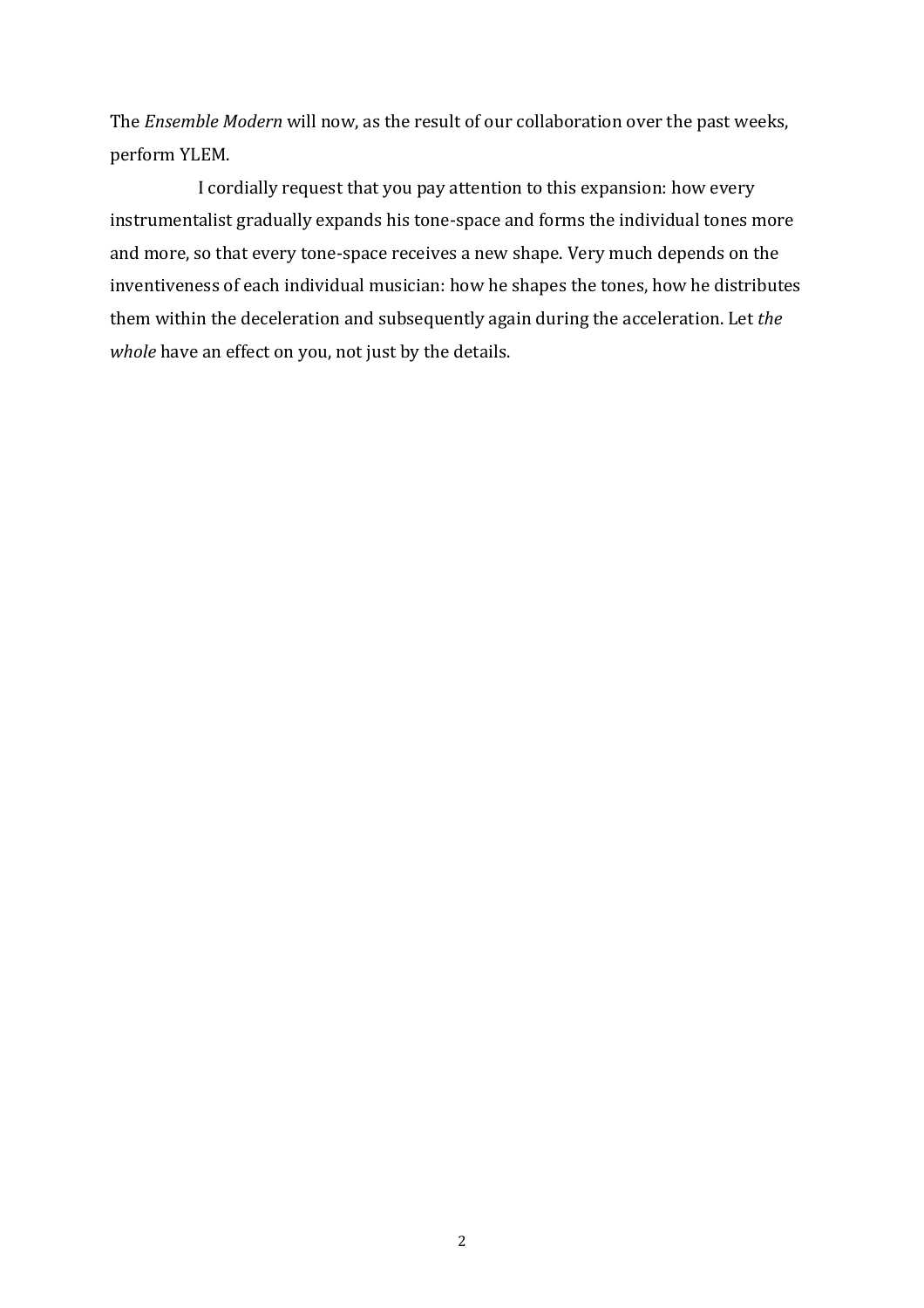The *Ensemble Modern* will now, as the result of our collaboration over the past weeks, perform YLEM.

I cordially request that you pay attention to this expansion: how every instrumentalist gradually expands his tone-space and forms the individual tones more and more, so that every tone-space receives a new shape. Very much depends on the inventiveness of each individual musician: how he shapes the tones, how he distributes them within the deceleration and subsequently again during the acceleration. Let *the whole* have an effect on you, not just by the details.